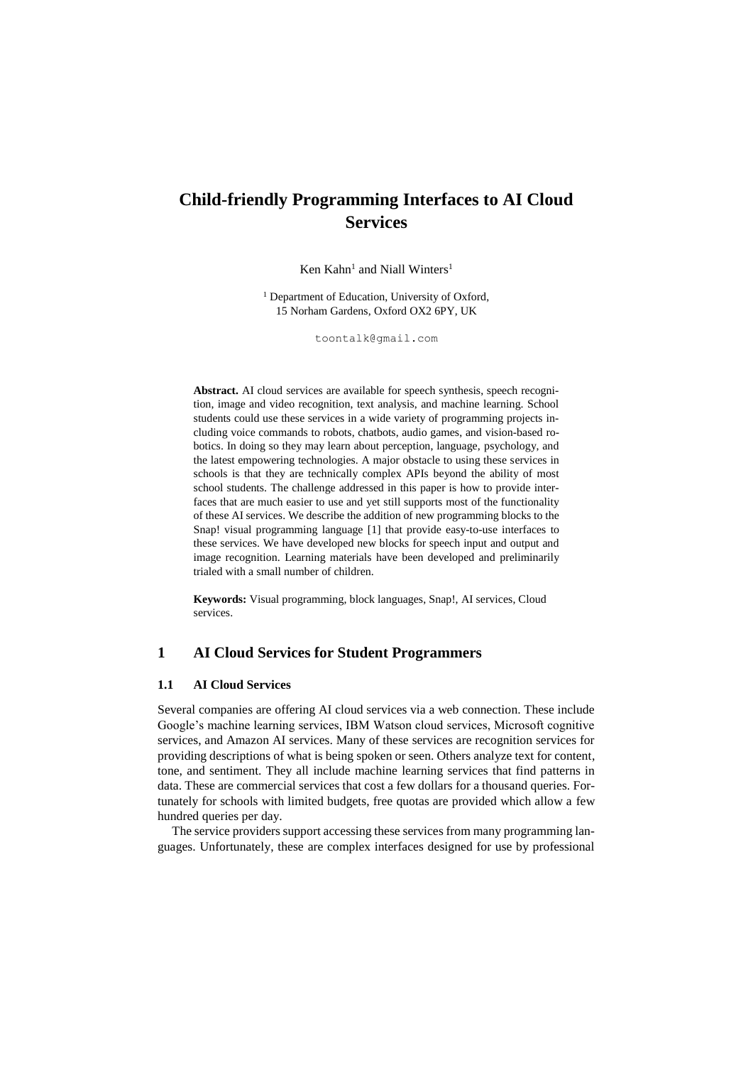# Child-friendly Programming Interfaces to AI Cloud Services

Ken Kahn[1] and Niall Winters[1]

[1] Department of Education, University of Oxford, 15 Norham Gardens, Oxford OX2 6PY, UK

toontalk@gmail.com

**Abstract.** AI cloud services are available for speech synthesis, speech recognition, image and video recognition, text analysis, and machine learning. School students could use these services in a wide variety of programming projects including voice commands to robots, chatbots, audio games, and vision-based robotics. In doing so they may learn about perception, language, psychology, and the latest empowering technologies. A major obstacle to using these services in schools is that they are technically complex APIs beyond the ability of most school students. The challenge addressed in this paper is how to provide interfaces that are much easier to use and yet still supports most of the functionality of these AI services. We describe the addition of new programming blocks to the Snap! visual programming language [1] that provide easy-to-use interfaces to these services. We have developed new blocks for speech input and output and image recognition. Learning materials have been developed and preliminarily trialed with a small number of children.

**Keywords:** Visual programming, block languages, Snap!, AI services, Cloud services.

## 1 AI Cloud Services for Student Programmers

### 1.1 AI Cloud Services

Several companies are offering AI cloud services via a web connection. These include Google's machine learning services, IBM Watson cloud services, Microsoft cognitive services, and Amazon AI services. Many of these services are recognition services for providing descriptions of what is being spoken or seen. Others analyze text for content, tone, and sentiment. They all include machine learning services that find patterns in data. These are commercial services that cost a few dollars for a thousand queries. Fortunately for schools with limited budgets, free quotas are provided which allow a few hundred queries per day.

The service providers support accessing these services from many programming languages. Unfortunately, these are complex interfaces designed for use by professional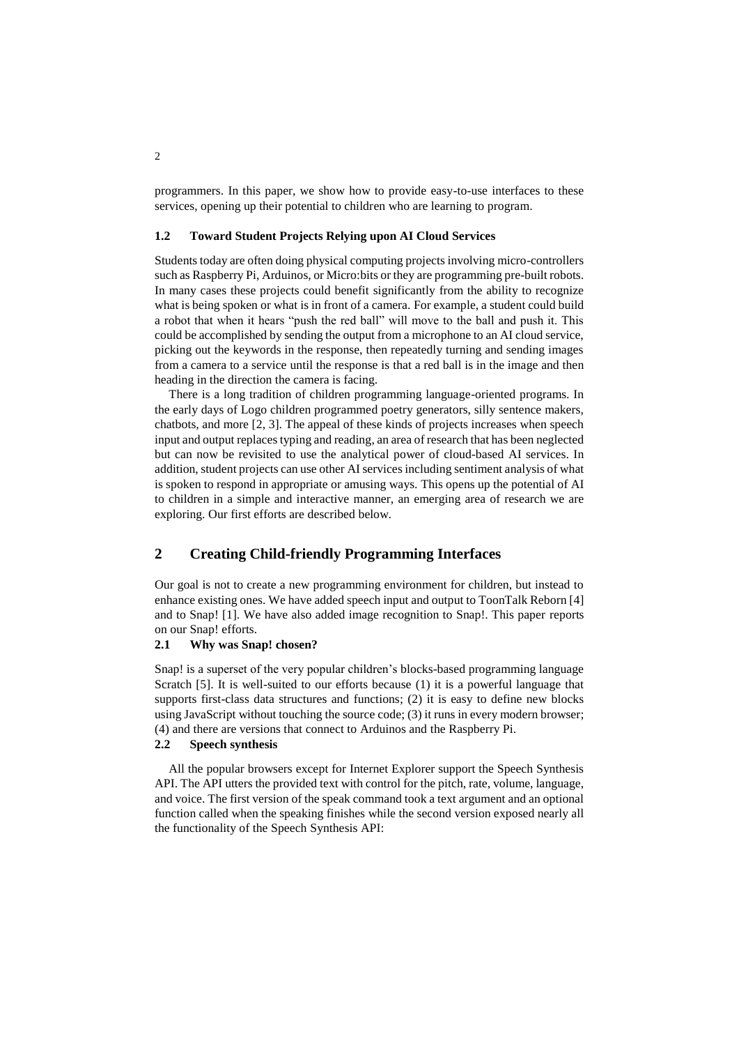programmers. In this paper, we show how to provide easy-to-use interfaces to these services, opening up their potential to children who are learning to program.

### 1.2 Toward Student Projects Relying upon AI Cloud Services

Students today are often doing physical computing projects involving micro-controllers such as Raspberry Pi, Arduinos, or Micro:bits or they are programming pre-built robots. In many cases these projects could benefit significantly from the ability to recognize what is being spoken or what is in front of a camera. For example, a student could build a robot that when it hears "push the red ball" will move to the ball and push it. This could be accomplished by sending the output from a microphone to an AI cloud service, picking out the keywords in the response, then repeatedly turning and sending images from a camera to a service until the response is that a red ball is in the image and then heading in the direction the camera is facing.

There is a long tradition of children programming language-oriented programs. In the early days of Logo children programmed poetry generators, silly sentence makers, chatbots, and more [2, 3]. The appeal of these kinds of projects increases when speech input and output replaces typing and reading, an area of research that has been neglected but can now be revisited to use the analytical power of cloud-based AI services. In addition, student projects can use other AI services including sentiment analysis of what is spoken to respond in appropriate or amusing ways. This opens up the potential of AI to children in a simple and interactive manner, an emerging area of research we are exploring. Our first efforts are described below.

## 2 Creating Child-friendly Programming Interfaces

Our goal is not to create a new programming environment for children, but instead to enhance existing ones. We have added speech input and output to ToonTalk Reborn [4] and to Snap! [1]. We have also added image recognition to Snap!. This paper reports on our Snap! efforts.

### 2.1 Why was Snap! chosen?

Snap! is a superset of the very popular children's blocks-based programming language Scratch [5]. It is well-suited to our efforts because (1) it is a powerful language that supports first-class data structures and functions; (2) it is easy to define new blocks using JavaScript without touching the source code; (3) it runs in every modern browser; (4) and there are versions that connect to Arduinos and the Raspberry Pi.

### 2.2 Speech synthesis

All the popular browsers except for Internet Explorer support the Speech Synthesis API. The API utters the provided text with control for the pitch, rate, volume, language, and voice. The first version of the speak command took a text argument and an optional function called when the speaking finishes while the second version exposed nearly all the functionality of the Speech Synthesis API: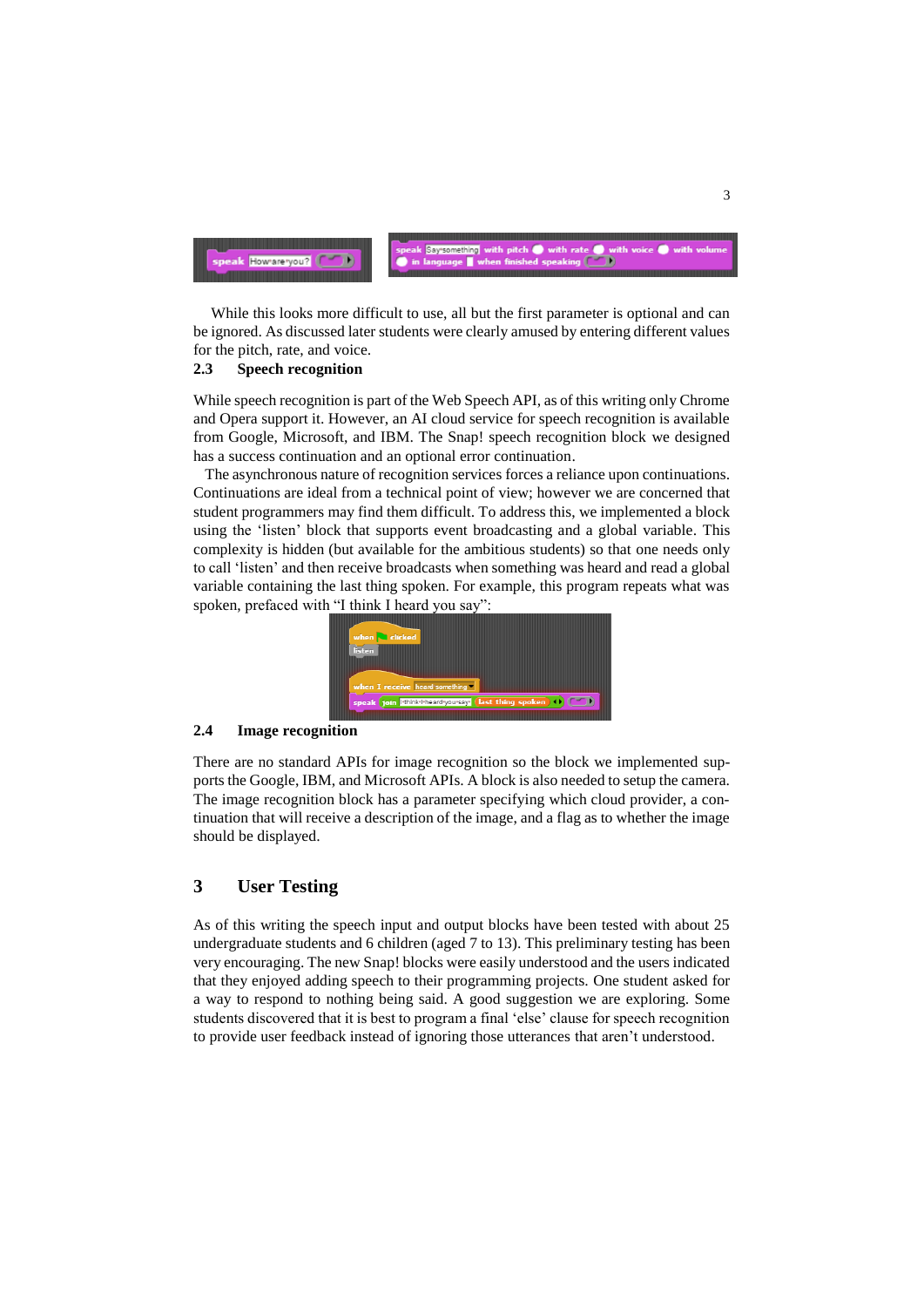While this looks more difficult to use, all but the first parameter is optional and can be ignored. As discussed later students were clearly amused by entering different values for the pitch, rate, and voice.

### 2.3 Speech recognition

While speech recognition is part of the Web Speech API, as of this writing only Chrome and Opera support it. However, an AI cloud service for speech recognition is available from Google, Microsoft, and IBM. The Snap! speech recognition block we designed has a success continuation and an optional error continuation.

The asynchronous nature of recognition services forces a reliance upon continuations. Continuations are ideal from a technical point of view; however we are concerned that student programmers may find them difficult. To address this, we implemented a block using the 'listen' block that supports event broadcasting and a global variable. This complexity is hidden (but available for the ambitious students) so that one needs only to call 'listen' and then receive broadcasts when something was heard and read a global variable containing the last thing spoken. For example, this program repeats what was spoken, prefaced with "I think I heard you say":

### 2.4 Image recognition

There are no standard APIs for image recognition so the block we implemented supports the Google, IBM, and Microsoft APIs. A block is also needed to setup the camera. The image recognition block has a parameter specifying which cloud provider, a continuation that will receive a description of the image, and a flag as to whether the image should be displayed.

## 3 User Testing

As of this writing the speech input and output blocks have been tested with about 25 undergraduate students and 6 children (aged 7 to 13). This preliminary testing has been very encouraging. The new Snap! blocks were easily understood and the users indicated that they enjoyed adding speech to their programming projects. One student asked for a way to respond to nothing being said. A good suggestion we are exploring. Some students discovered that it is best to program a final 'else' clause for speech recognition to provide user feedback instead of ignoring those utterances that aren't understood.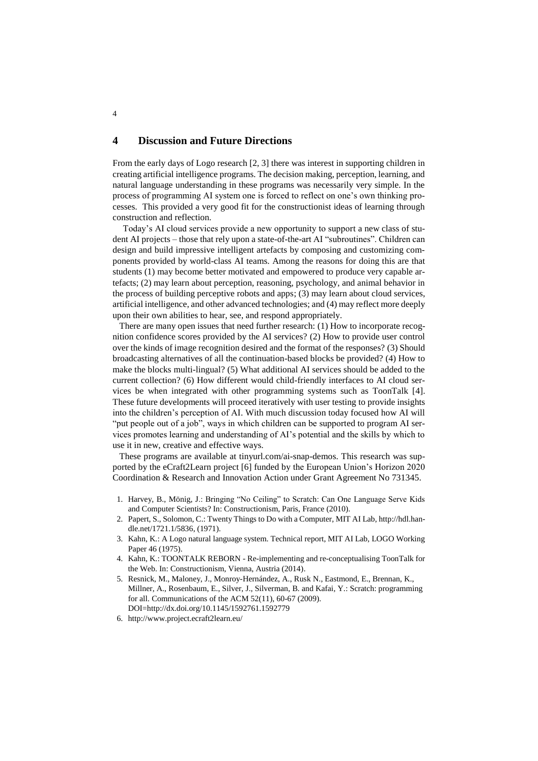## 4 Discussion and Future Directions

From the early days of Logo research [2, 3] there was interest in supporting children in creating artificial intelligence programs. The decision making, perception, learning, and natural language understanding in these programs was necessarily very simple. In the process of programming AI system one is forced to reflect on one's own thinking processes. This provided a very good fit for the constructionist ideas of learning through construction and reflection.

Today's AI cloud services provide a new opportunity to support a new class of student AI projects – those that rely upon a state-of-the-art AI "subroutines". Children can design and build impressive intelligent artefacts by composing and customizing components provided by world-class AI teams. Among the reasons for doing this are that students (1) may become better motivated and empowered to produce very capable artefacts; (2) may learn about perception, reasoning, psychology, and animal behavior in the process of building perceptive robots and apps; (3) may learn about cloud services, artificial intelligence, and other advanced technologies; and (4) may reflect more deeply upon their own abilities to hear, see, and respond appropriately.

There are many open issues that need further research: (1) How to incorporate recognition confidence scores provided by the AI services? (2) How to provide user control over the kinds of image recognition desired and the format of the responses? (3) Should broadcasting alternatives of all the continuation-based blocks be provided? (4) How to make the blocks multi-lingual? (5) What additional AI services should be added to the current collection? (6) How different would child-friendly interfaces to AI cloud services be when integrated with other programming systems such as ToonTalk [4]. These future developments will proceed iteratively with user testing to provide insights into the children's perception of AI. With much discussion today focused how AI will "put people out of a job", ways in which children can be supported to program AI services promotes learning and understanding of AI's potential and the skills by which to use it in new, creative and effective ways.

These programs are available at tinyurl.com/ai-snap-demos. This research was supported by the eCraft2Learn project [6] funded by the European Union's Horizon 2020 Coordination & Research and Innovation Action under Grant Agreement No 731345.

1. Harvey, B., Mönig, J.: Bringing "No Ceiling" to Scratch: Can One Language Serve Kids and Computer Scientists? In: Constructionism, Paris, France (2010).
2. Papert, S., Solomon, C.: Twenty Things to Do with a Computer, MIT AI Lab, http://hdl.handle.net/1721.1/5836, (1971).
3. Kahn, K.: A Logo natural language system. Technical report, MIT AI Lab, LOGO Working Paper 46 (1975).
4. Kahn, K.: TOONTALK REBORN - Re-implementing and re-conceptualising ToonTalk for the Web. In: Constructionism, Vienna, Austria (2014).
5. Resnick, M., Maloney, J., Monroy-Hernández, A., Rusk N., Eastmond, E., Brennan, K., Millner, A., Rosenbaum, E., Silver, J., Silverman, B. and Kafai, Y.: Scratch: programming for all. Communications of the ACM 52(11), 60-67 (2009). DOI=http://dx.doi.org/10.1145/1592761.1592779
6. http://www.project.ecraft2learn.eu/